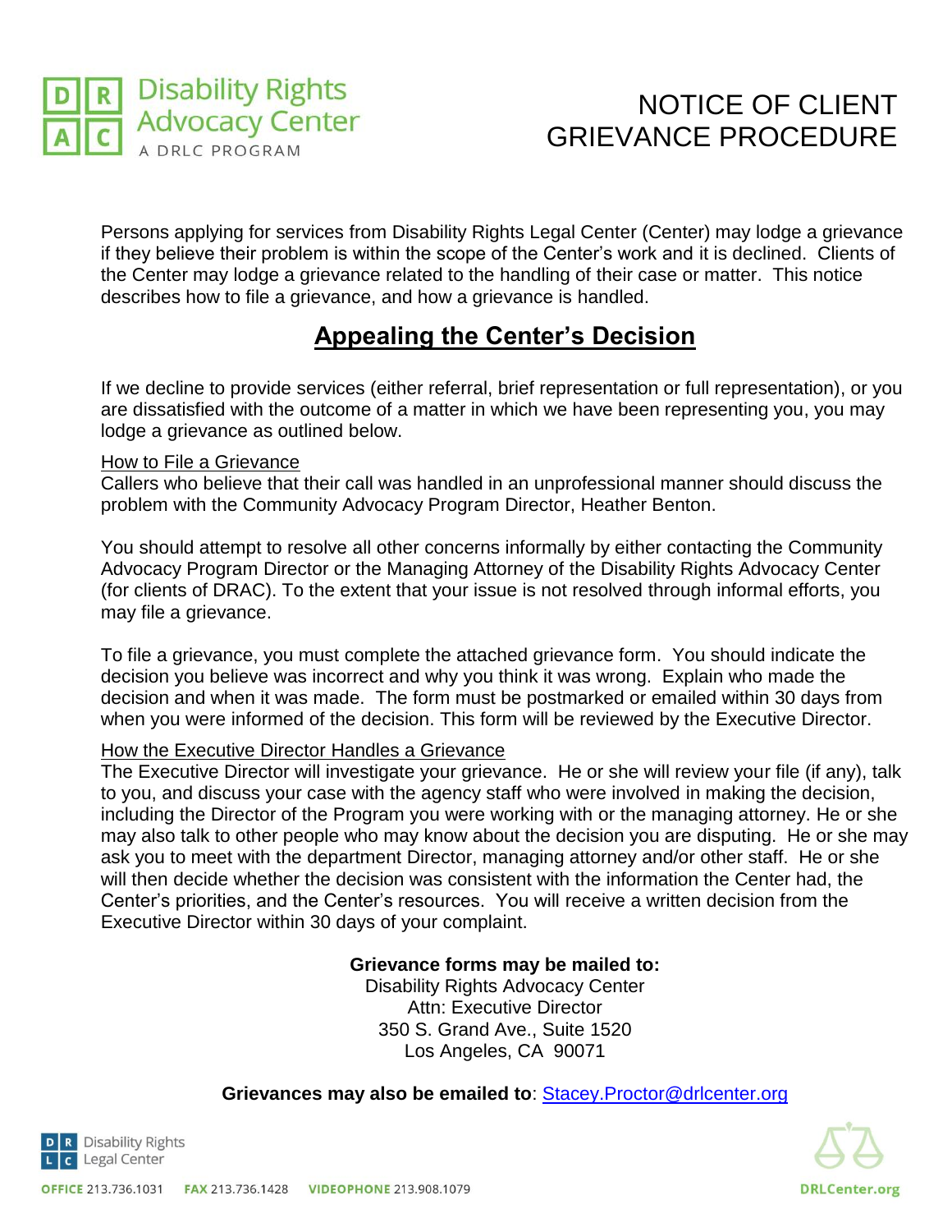Disability Rights Advocacy Center
A DRLC PROGRAM

# NOTICE OF CLIENT GRIEVANCE PROCEDURE

Persons applying for services from Disability Rights Legal Center (Center) may lodge a grievance if they believe their problem is within the scope of the Center's work and it is declined. Clients of the Center may lodge a grievance related to the handling of their case or matter. This notice describes how to file a grievance, and how a grievance is handled.

## Appealing the Center's Decision

If we decline to provide services (either referral, brief representation or full representation), or you are dissatisfied with the outcome of a matter in which we have been representing you, you may lodge a grievance as outlined below.

### How to File a Grievance

Callers who believe that their call was handled in an unprofessional manner should discuss the problem with the Community Advocacy Program Director, Heather Benton.

You should attempt to resolve all other concerns informally by either contacting the Community Advocacy Program Director or the Managing Attorney of the Disability Rights Advocacy Center (for clients of DRAC). To the extent that your issue is not resolved through informal efforts, you may file a grievance.

To file a grievance, you must complete the attached grievance form. You should indicate the decision you believe was incorrect and why you think it was wrong. Explain who made the decision and when it was made. The form must be postmarked or emailed within 30 days from when you were informed of the decision. This form will be reviewed by the Executive Director.

### How the Executive Director Handles a Grievance

The Executive Director will investigate your grievance. He or she will review your file (if any), talk to you, and discuss your case with the agency staff who were involved in making the decision, including the Director of the Program you were working with or the managing attorney. He or she may also talk to other people who may know about the decision you are disputing. He or she may ask you to meet with the department Director, managing attorney and/or other staff. He or she will then decide whether the decision was consistent with the information the Center had, the Center's priorities, and the Center's resources. You will receive a written decision from the Executive Director within 30 days of your complaint.

**Grievance forms may be mailed to:**
Disability Rights Advocacy Center
Attn: Executive Director
350 S. Grand Ave., Suite 1520
Los Angeles, CA 90071

**Grievances may also be emailed to**: Stacey.Proctor@drlcenter.org

Disability Rights Legal Center

OFFICE 213.736.1031 FAX 213.736.1428 VIDEOPHONE 213.908.1079

DRLCenter.org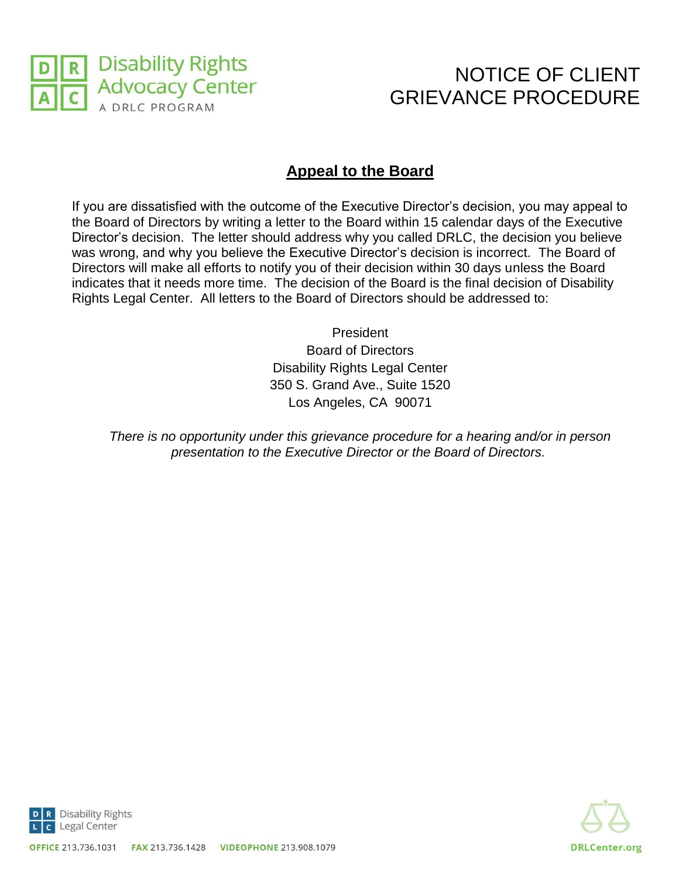# NOTICE OF CLIENT GRIEVANCE PROCEDURE

## Appeal to the Board

If you are dissatisfied with the outcome of the Executive Director's decision, you may appeal to the Board of Directors by writing a letter to the Board within 15 calendar days of the Executive Director's decision. The letter should address why you called DRLC, the decision you believe was wrong, and why you believe the Executive Director's decision is incorrect. The Board of Directors will make all efforts to notify you of their decision within 30 days unless the Board indicates that it needs more time. The decision of the Board is the final decision of Disability Rights Legal Center. All letters to the Board of Directors should be addressed to:

President
Board of Directors
Disability Rights Legal Center
350 S. Grand Ave., Suite 1520
Los Angeles, CA 90071

*There is no opportunity under this grievance procedure for a hearing and/or in person presentation to the Executive Director or the Board of Directors.*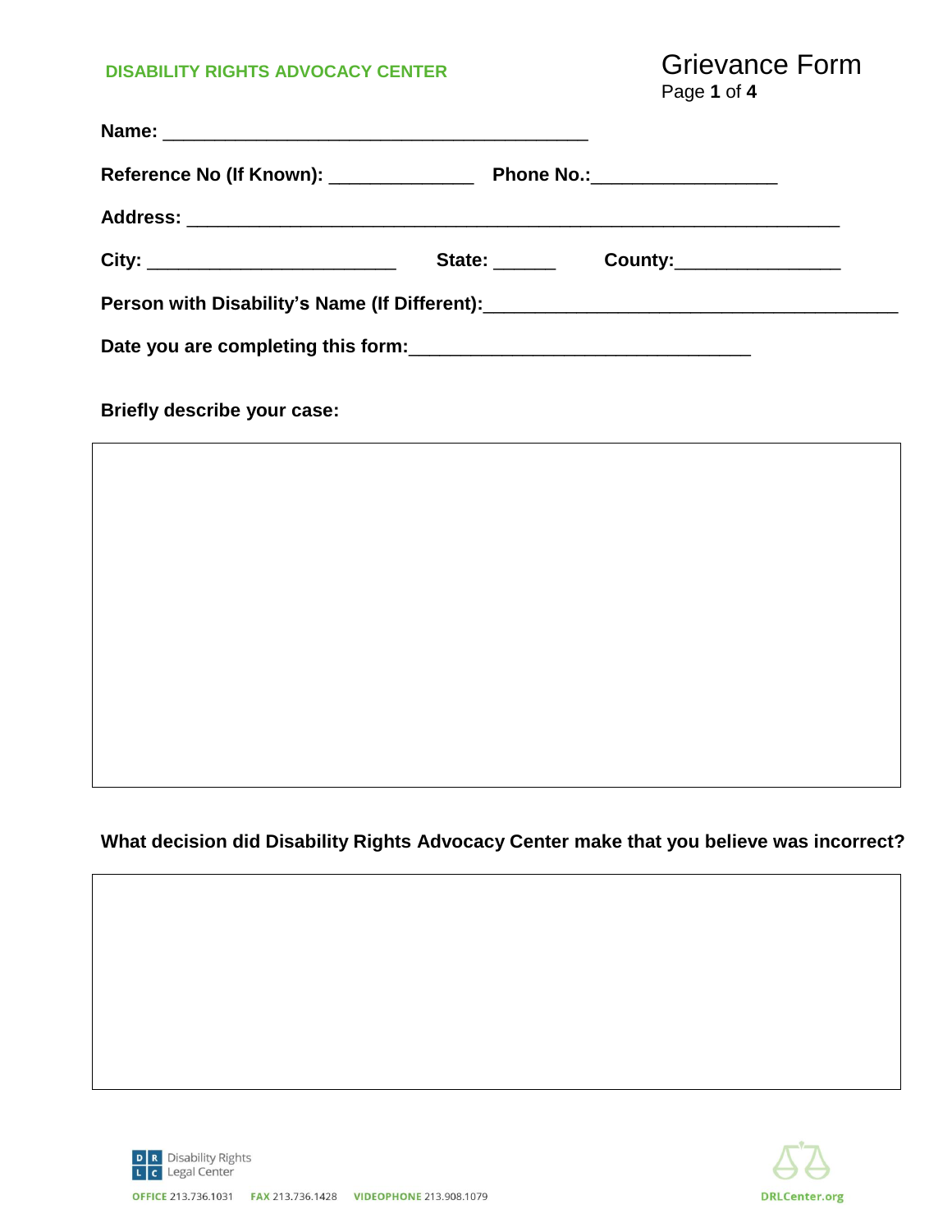**DISABILITY RIGHTS ADVOCACY CENTER**

# Grievance Form

**Name:** __________________________________________

**Reference No (If Known):** ______________ **Phone No.:**__________________

**Address:** _________________________________________________________________

**City:** ________________________ **State:** ______ **County:**________________

**Person with Disability's Name (If Different):**________________________________________

**Date you are completing this form:**_________________________________

**Briefly describe your case:**

**What decision did Disability Rights Advocacy Center make that you believe was incorrect?**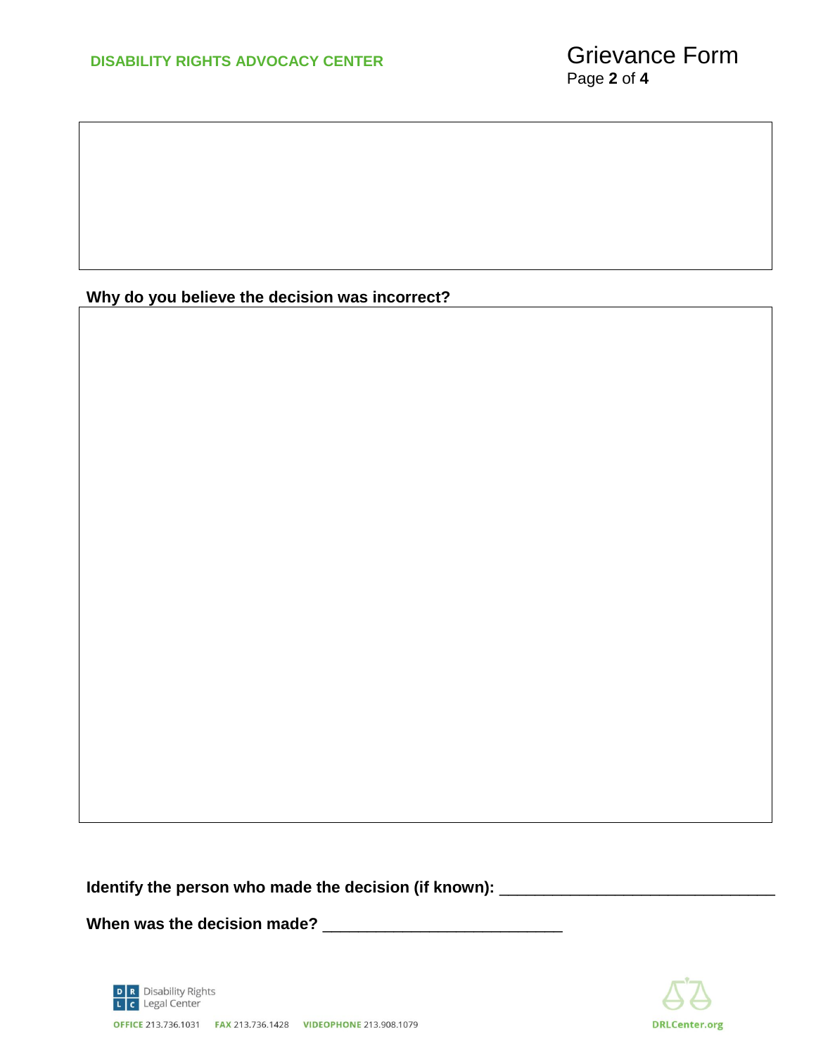**Why do you believe the decision was incorrect?**

**Identify the person who made the decision (if known):** _______________________________

**When was the decision made?** ___________________________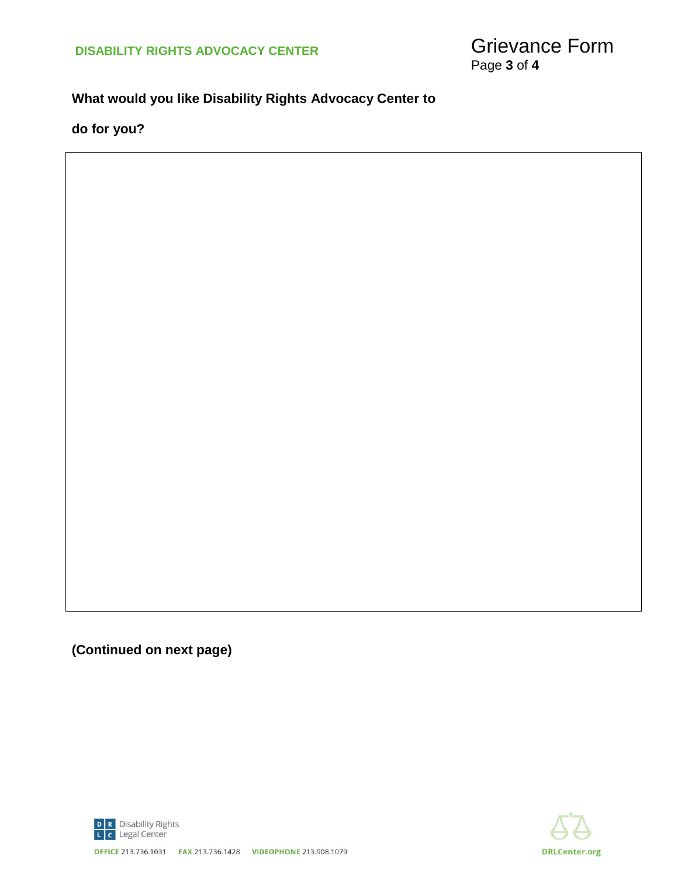**What would you like Disability Rights Advocacy Center to do for you?**

**(Continued on next page)**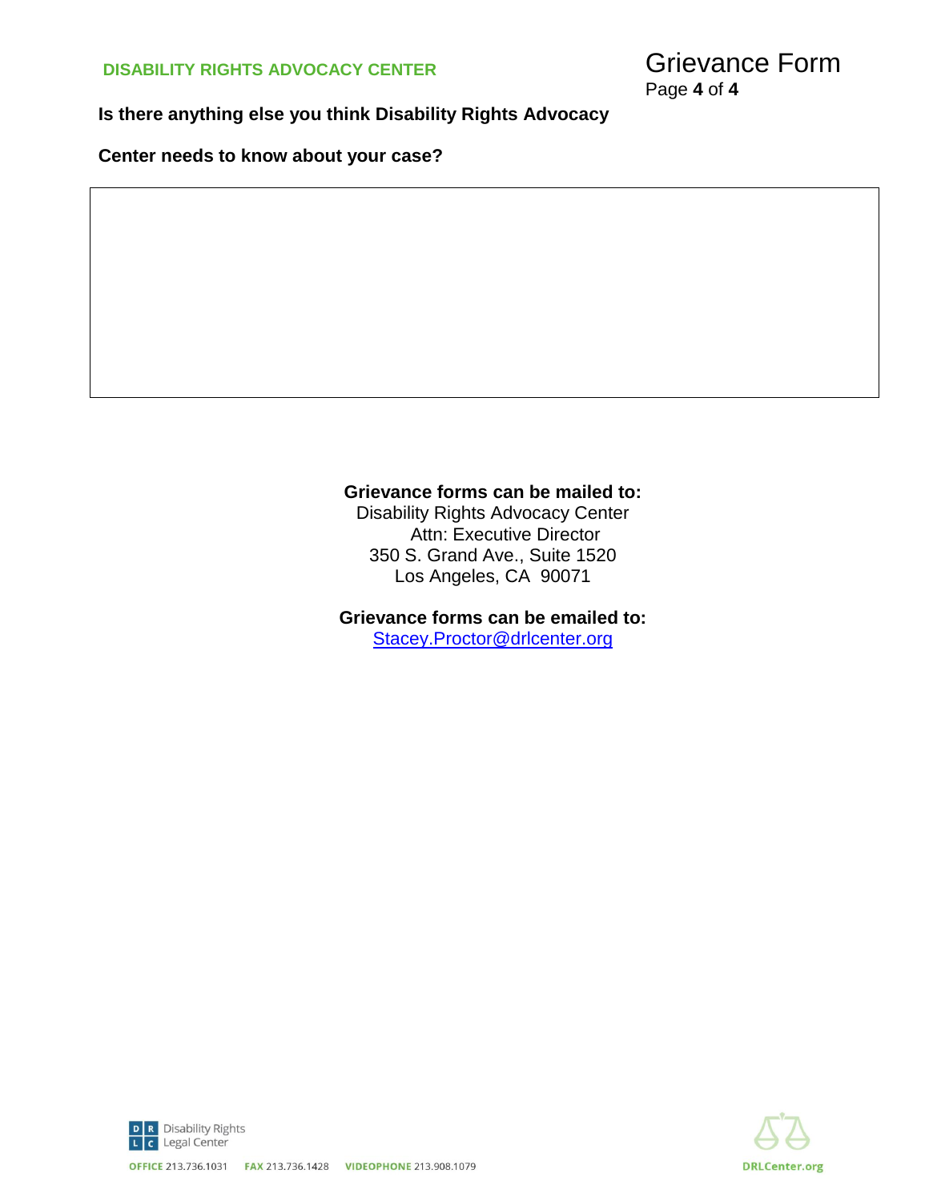**Is there anything else you think Disability Rights Advocacy Center needs to know about your case?**

| |
|---|
| |

**Grievance forms can be mailed to:**
Disability Rights Advocacy Center
Attn: Executive Director
350 S. Grand Ave., Suite 1520
Los Angeles, CA 90071

**Grievance forms can be emailed to:**
[Stacey.Proctor@drlcenter.org](mailto:Stacey.Proctor@drlcenter.org)